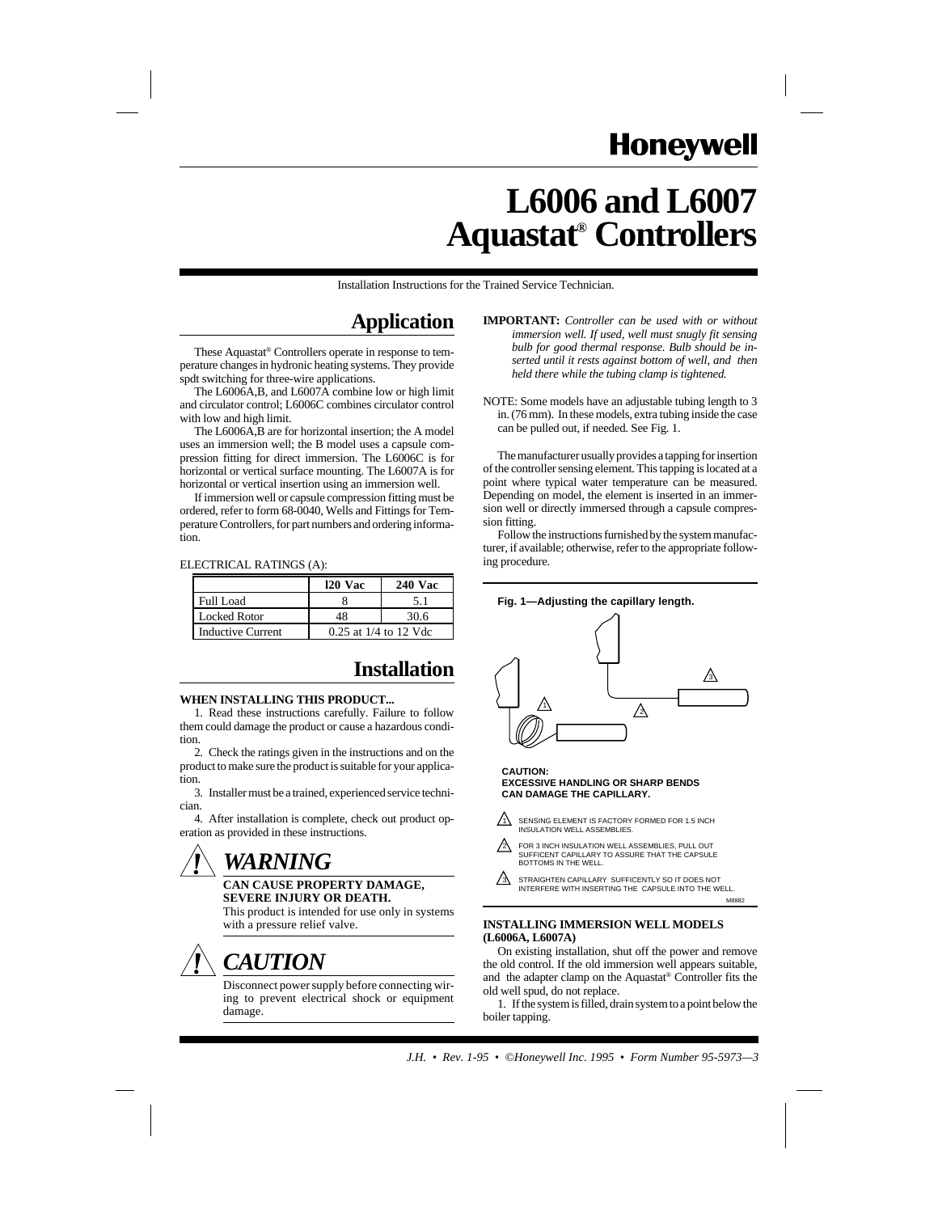Honeywell

# L6006 and L6007 Aquastat® Controllers

Installation Instructions for the Trained Service Technician.

## Application

These Aquastat® Controllers operate in response to temperature changes in hydronic heating systems. They provide spdt switching for three-wire applications.

The L6006A,B, and L6007A combine low or high limit and circulator control; L6006C combines circulator control with low and high limit.

The L6006A,B are for horizontal insertion; the A model uses an immersion well; the B model uses a capsule compression fitting for direct immersion. The L6006C is for horizontal or vertical surface mounting. The L6007A is for horizontal or vertical insertion using an immersion well.

If immersion well or capsule compression fitting must be ordered, refer to form 68-0040, Wells and Fittings for Temperature Controllers, for part numbers and ordering information.

ELECTRICAL RATINGS (A):

| | l20 Vac | 240 Vac |
|---|---|---|
| Full Load | 8 | 5.1 |
| Locked Rotor | 48 | 30.6 |
| Inductive Current | 0.25 at 1/4 to 12 Vdc | |

## Installation

**WHEN INSTALLING THIS PRODUCT...**

1. Read these instructions carefully. Failure to follow them could damage the product or cause a hazardous condition.

2. Check the ratings given in the instructions and on the product to make sure the product is suitable for your application.

3. Installer must be a trained, experienced service technician.

4. After installation is complete, check out product operation as provided in these instructions.

### ⚠ *WARNING*

**CAN CAUSE PROPERTY DAMAGE, SEVERE INJURY OR DEATH.**

This product is intended for use only in systems with a pressure relief valve.

### ⚠ *CAUTION*

Disconnect power supply before connecting wiring to prevent electrical shock or equipment damage.

**IMPORTANT:** *Controller can be used with or without immersion well. If used, well must snugly fit sensing bulb for good thermal response. Bulb should be inserted until it rests against bottom of well, and then held there while the tubing clamp is tightened.*

NOTE: Some models have an adjustable tubing length to 3 in. (76 mm). In these models, extra tubing inside the case can be pulled out, if needed. See Fig. 1.

The manufacturer usually provides a tapping for insertion of the controller sensing element. This tapping is located at a point where typical water temperature can be measured. Depending on model, the element is inserted in an immersion well or directly immersed through a capsule compression fitting.

Follow the instructions furnished by the system manufacturer, if available; otherwise, refer to the appropriate following procedure.

**Fig. 1—Adjusting the capillary length.**

CAUTION:
EXCESSIVE HANDLING OR SHARP BENDS CAN DAMAGE THE CAPILLARY.

1. SENSING ELEMENT IS FACTORY FORMED FOR 1.5 INCH INSULATION WELL ASSEMBLIES.
2. FOR 3 INCH INSULATION WELL ASSEMBLIES, PULL OUT SUFFICENT CAPILLARY TO ASSURE THAT THE CAPSULE BOTTOMS IN THE WELL.
3. STRAIGHTEN CAPILLARY SUFFICENTLY SO IT DOES NOT INTERFERE WITH INSERTING THE CAPSULE INTO THE WELL.

M8882

**INSTALLING IMMERSION WELL MODELS (L6006A, L6007A)**

On existing installation, shut off the power and remove the old control. If the old immersion well appears suitable, and the adapter clamp on the Aquastat® Controller fits the old well spud, do not replace.

1. If the system is filled, drain system to a point below the boiler tapping.

J.H. • Rev. 1-95 • ©Honeywell Inc. 1995 • Form Number 95-5973—3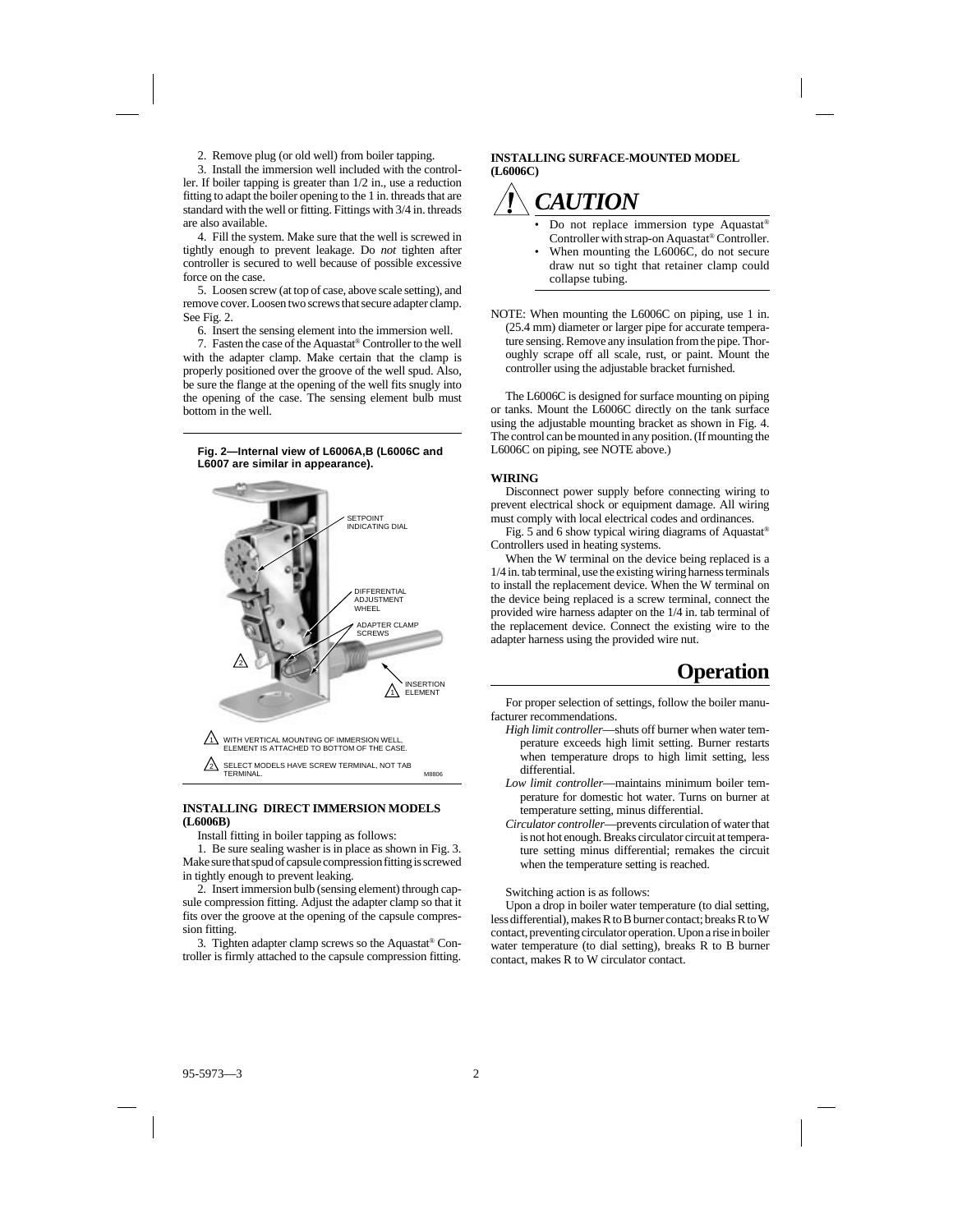2. Remove plug (or old well) from boiler tapping.

3. Install the immersion well included with the controller. If boiler tapping is greater than 1/2 in., use a reduction fitting to adapt the boiler opening to the 1 in. threads that are standard with the well or fitting. Fittings with 3/4 in. threads are also available.

4. Fill the system. Make sure that the well is screwed in tightly enough to prevent leakage. Do *not* tighten after controller is secured to well because of possible excessive force on the case.

5. Loosen screw (at top of case, above scale setting), and remove cover. Loosen two screws that secure adapter clamp. See Fig. 2.

6. Insert the sensing element into the immersion well.

7. Fasten the case of the Aquastat® Controller to the well with the adapter clamp. Make certain that the clamp is properly positioned over the groove of the well spud. Also, be sure the flange at the opening of the well fits snugly into the opening of the case. The sensing element bulb must bottom in the well.

**Fig. 2—Internal view of L6006A,B (L6006C and L6007 are similar in appearance).**

SETPOINT INDICATING DIAL

DIFFERENTIAL ADJUSTMENT WHEEL

ADAPTER CLAMP SCREWS

INSERTION ELEMENT

1 WITH VERTICAL MOUNTING OF IMMERSION WELL, ELEMENT IS ATTACHED TO BOTTOM OF THE CASE.

2 SELECT MODELS HAVE SCREW TERMINAL, NOT TAB TERMINAL.

M8806

### INSTALLING DIRECT IMMERSION MODELS (L6006B)

Install fitting in boiler tapping as follows:

1. Be sure sealing washer is in place as shown in Fig. 3. Make sure that spud of capsule compression fitting is screwed in tightly enough to prevent leaking.

2. Insert immersion bulb (sensing element) through capsule compression fitting. Adjust the adapter clamp so that it fits over the groove at the opening of the capsule compression fitting.

3. Tighten adapter clamp screws so the Aquastat® Controller is firmly attached to the capsule compression fitting.

### INSTALLING SURFACE-MOUNTED MODEL (L6006C)

**CAUTION**

- Do not replace immersion type Aquastat® Controller with strap-on Aquastat® Controller.
- When mounting the L6006C, do not secure draw nut so tight that retainer clamp could collapse tubing.

NOTE: When mounting the L6006C on piping, use 1 in. (25.4 mm) diameter or larger pipe for accurate temperature sensing. Remove any insulation from the pipe. Thoroughly scrape off all scale, rust, or paint. Mount the controller using the adjustable bracket furnished.

The L6006C is designed for surface mounting on piping or tanks. Mount the L6006C directly on the tank surface using the adjustable mounting bracket as shown in Fig. 4. The control can be mounted in any position. (If mounting the L6006C on piping, see NOTE above.)

### WIRING

Disconnect power supply before connecting wiring to prevent electrical shock or equipment damage. All wiring must comply with local electrical codes and ordinances.

Fig. 5 and 6 show typical wiring diagrams of Aquastat® Controllers used in heating systems.

When the W terminal on the device being replaced is a 1/4 in. tab terminal, use the existing wiring harness terminals to install the replacement device. When the W terminal on the device being replaced is a screw terminal, connect the provided wire harness adapter on the 1/4 in. tab terminal of the replacement device. Connect the existing wire to the adapter harness using the provided wire nut.

## Operation

For proper selection of settings, follow the boiler manufacturer recommendations.

*High limit controller*—shuts off burner when water temperature exceeds high limit setting. Burner restarts when temperature drops to high limit setting, less differential.

*Low limit controller*—maintains minimum boiler temperature for domestic hot water. Turns on burner at temperature setting, minus differential.

*Circulator controller*—prevents circulation of water that is not hot enough. Breaks circulator circuit at temperature setting minus differential; remakes the circuit when the temperature setting is reached.

Switching action is as follows:

Upon a drop in boiler water temperature (to dial setting, less differential), makes R to B burner contact; breaks R to W contact, preventing circulator operation. Upon a rise in boiler water temperature (to dial setting), breaks R to B burner contact, makes R to W circulator contact.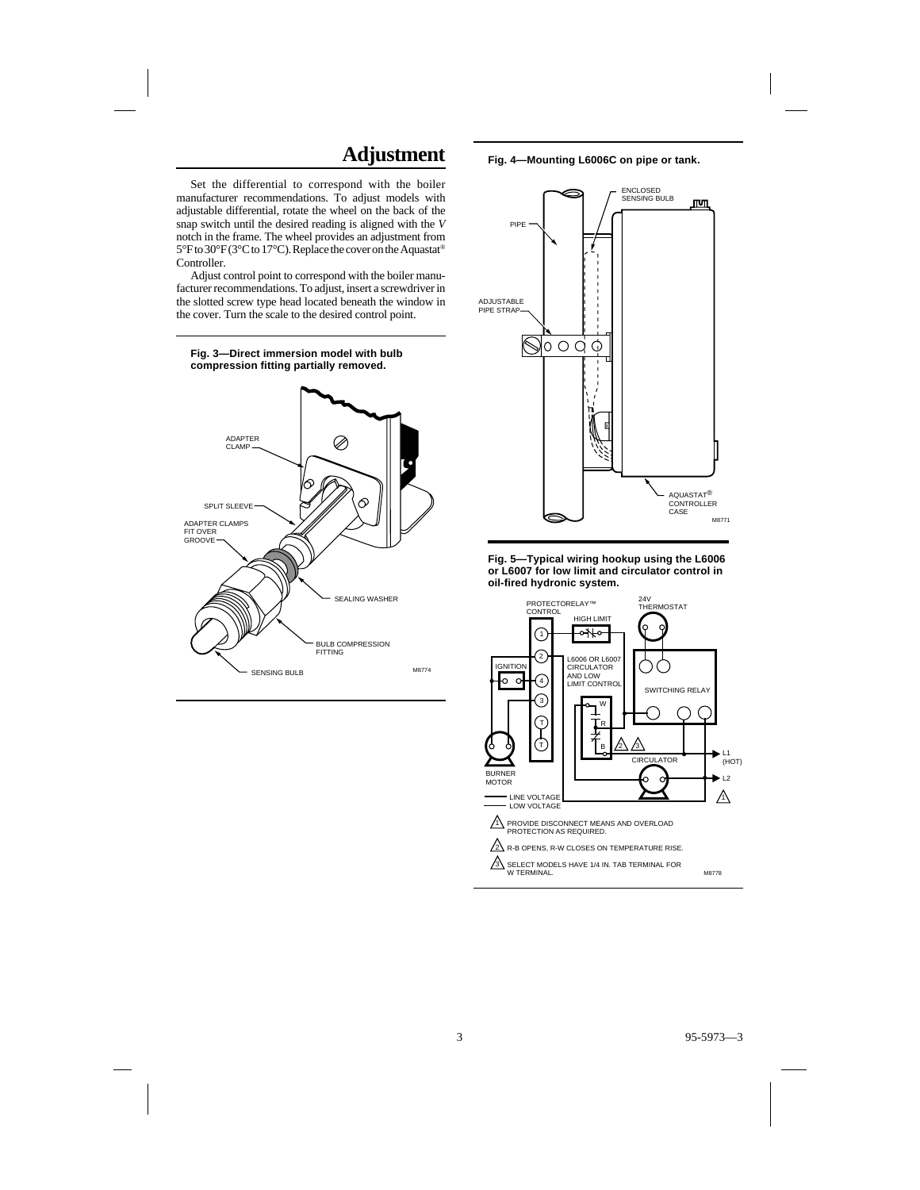## Adjustment

Set the differential to correspond with the boiler manufacturer recommendations. To adjust models with adjustable differential, rotate the wheel on the back of the snap switch until the desired reading is aligned with the *V* notch in the frame. The wheel provides an adjustment from 5°F to 30°F (3°C to 17°C). Replace the cover on the Aquastat® Controller.

Adjust control point to correspond with the boiler manufacturer recommendations. To adjust, insert a screwdriver in the slotted screw type head located beneath the window in the cover. Turn the scale to the desired control point.

**Fig. 3—Direct immersion model with bulb compression fitting partially removed.**

ADAPTER CLAMP
SPLIT SLEEVE
ADAPTER CLAMPS FIT OVER GROOVE
SEALING WASHER
BULB COMPRESSION FITTING
SENSING BULB
M8774

**Fig. 4—Mounting L6006C on pipe or tank.**

ENCLOSED SENSING BULB
PIPE
ADJUSTABLE PIPE STRAP
AQUASTAT® CONTROLLER CASE
M8771

**Fig. 5—Typical wiring hookup using the L6006 or L6007 for low limit and circulator control in oil-fired hydronic system.**

PROTECTORELAY™ CONTROL
HIGH LIMIT
24V THERMOSTAT
IGNITION
L6006 OR L6007 CIRCULATOR AND LOW LIMIT CONTROL
SWITCHING RELAY
1
2
4
3
T
T
W
R
B
BURNER MOTOR
CIRCULATOR
L1 (HOT)
L2
LINE VOLTAGE
LOW VOLTAGE

1 PROVIDE DISCONNECT MEANS AND OVERLOAD PROTECTION AS REQUIRED.

2 R-B OPENS, R-W CLOSES ON TEMPERATURE RISE.

3 SELECT MODELS HAVE 1/4 IN. TAB TERMINAL FOR W TERMINAL.

M8778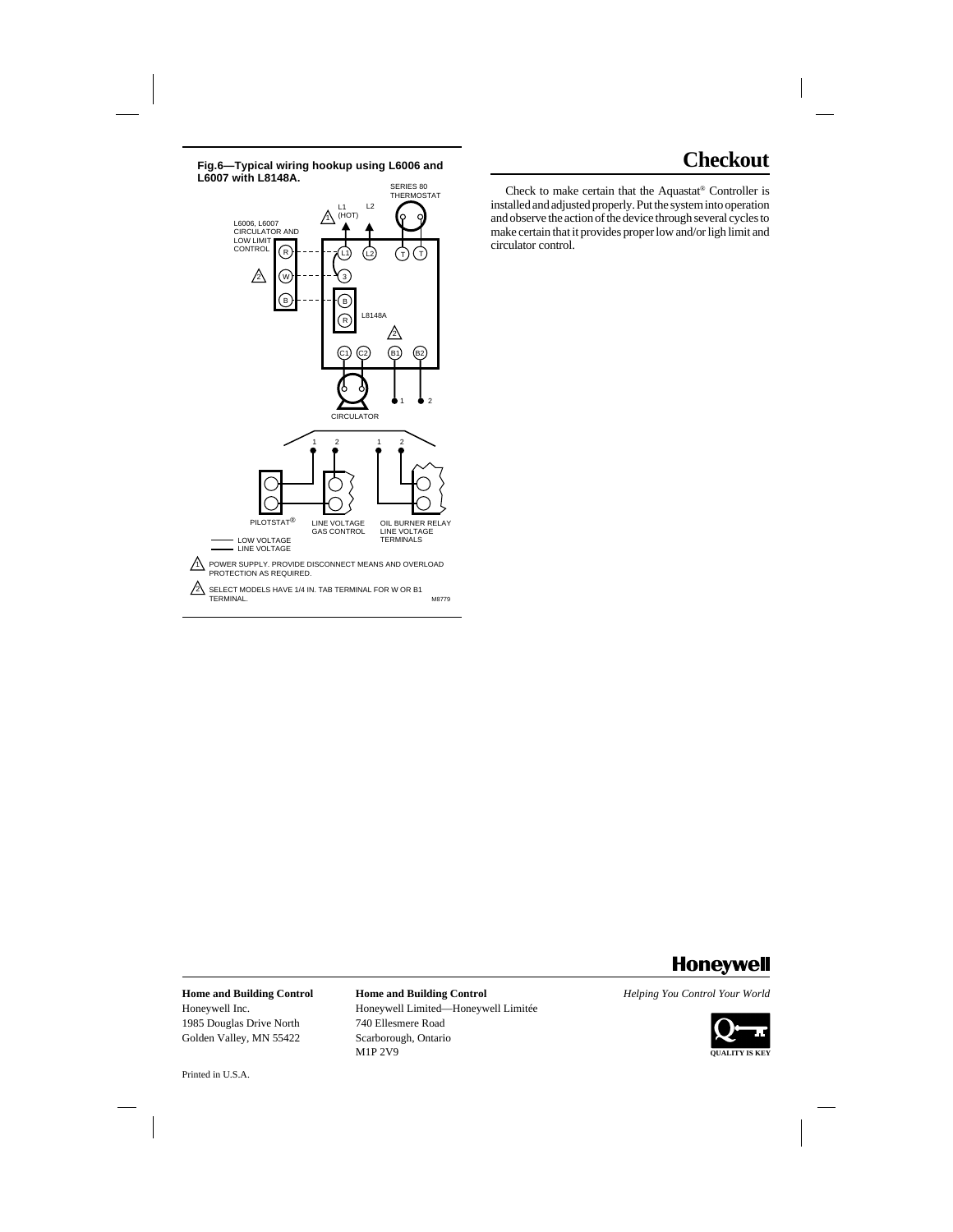**Fig.6—Typical wiring hookup using L6006 and L6007 with L8148A.**

SERIES 80
THERMOSTAT

L1
(HOT)

L2

L6006, L6007
CIRCULATOR AND
LOW LIMIT
CONTROL

R
W
B

L1
L2
T
T
3
B
R

L8148A

C1
C2
B1
B2

1
2

CIRCULATOR

1
2
1
2

PILOTSTAT®

LINE VOLTAGE
GAS CONTROL

OIL BURNER RELAY
LINE VOLTAGE
TERMINALS

LOW VOLTAGE
LINE VOLTAGE

1 POWER SUPPLY. PROVIDE DISCONNECT MEANS AND OVERLOAD PROTECTION AS REQUIRED.

2 SELECT MODELS HAVE 1/4 IN. TAB TERMINAL FOR W OR B1 TERMINAL.

M8779

# Checkout

Check to make certain that the Aquastat® Controller is installed and adjusted properly. Put the system into operation and observe the action of the device through several cycles to make certain that it provides proper low and/or ligh limit and circulator control.

**Honeywell**

**Home and Building Control**
Honeywell Inc.
1985 Douglas Drive North
Golden Valley, MN 55422

**Home and Building Control**
Honeywell Limited—Honeywell Limitée
740 Ellesmere Road
Scarborough, Ontario
M1P 2V9

*Helping You Control Your World*

QUALITY IS KEY

Printed in U.S.A.